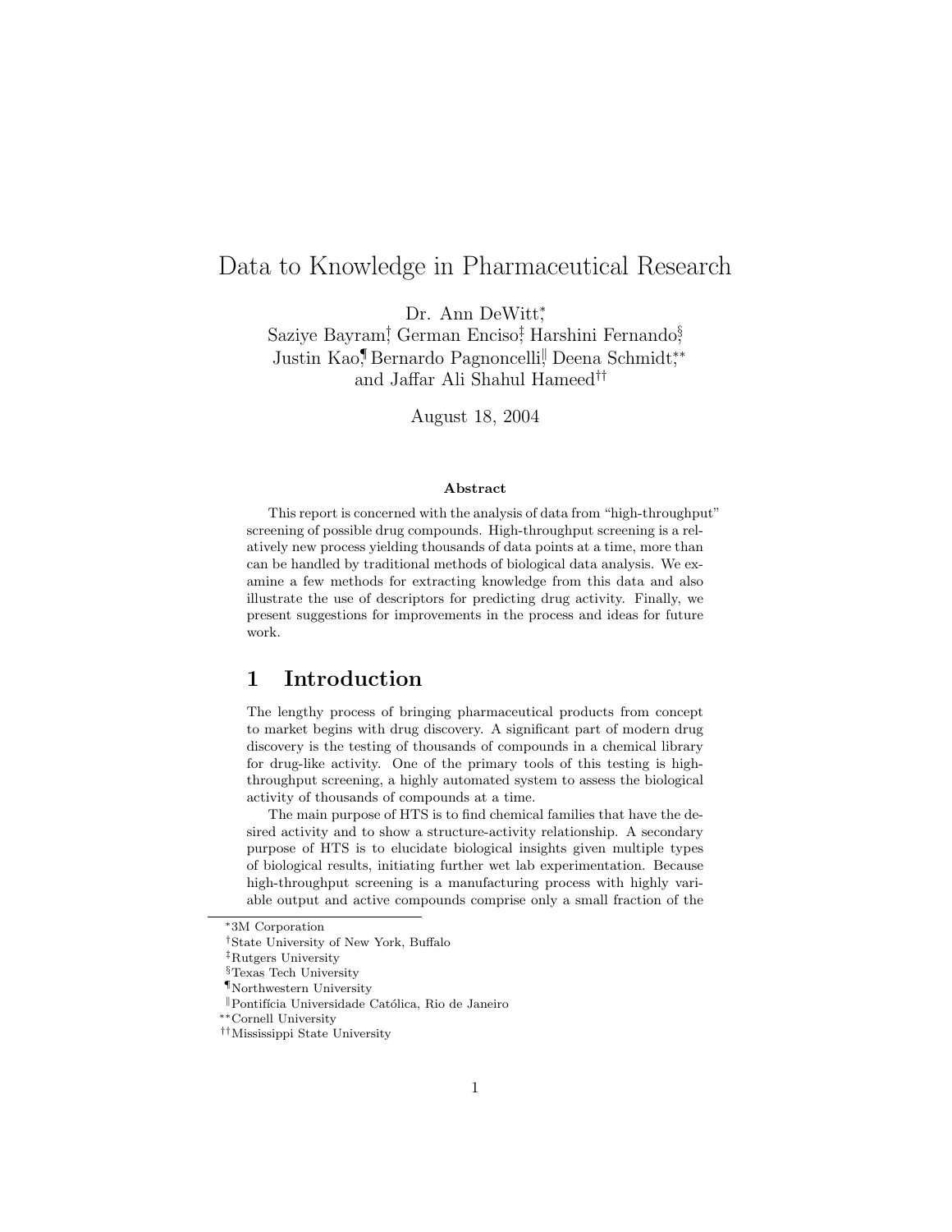# Data to Knowledge in Pharmaceutical Research

Dr. Ann DeWitt[*], Saziye Bayram[†], German Enciso[‡], Harshini Fernando[§], Justin Kao[¶], Bernardo Pagnoncelli[‖], Deena Schmidt[**], and Jaffar Ali Shahul Hameed[††]

August 18, 2004

### Abstract

This report is concerned with the analysis of data from "high-throughput" screening of possible drug compounds. High-throughput screening is a relatively new process yielding thousands of data points at a time, more than can be handled by traditional methods of biological data analysis. We examine a few methods for extracting knowledge from this data and also illustrate the use of descriptors for predicting drug activity. Finally, we present suggestions for improvements in the process and ideas for future work.

## 1 Introduction

The lengthy process of bringing pharmaceutical products from concept to market begins with drug discovery. A significant part of modern drug discovery is the testing of thousands of compounds in a chemical library for drug-like activity. One of the primary tools of this testing is high-throughput screening, a highly automated system to assess the biological activity of thousands of compounds at a time.

The main purpose of HTS is to find chemical families that have the desired activity and to show a structure-activity relationship. A secondary purpose of HTS is to elucidate biological insights given multiple types of biological results, initiating further wet lab experimentation. Because high-throughput screening is a manufacturing process with highly variable output and active compounds comprise only a small fraction of the

---

[*] 3M Corporation
[†] State University of New York, Buffalo
[‡] Rutgers University
[§] Texas Tech University
[¶] Northwestern University
[‖] Pontifícia Universidade Católica, Rio de Janeiro
[**] Cornell University
[††] Mississippi State University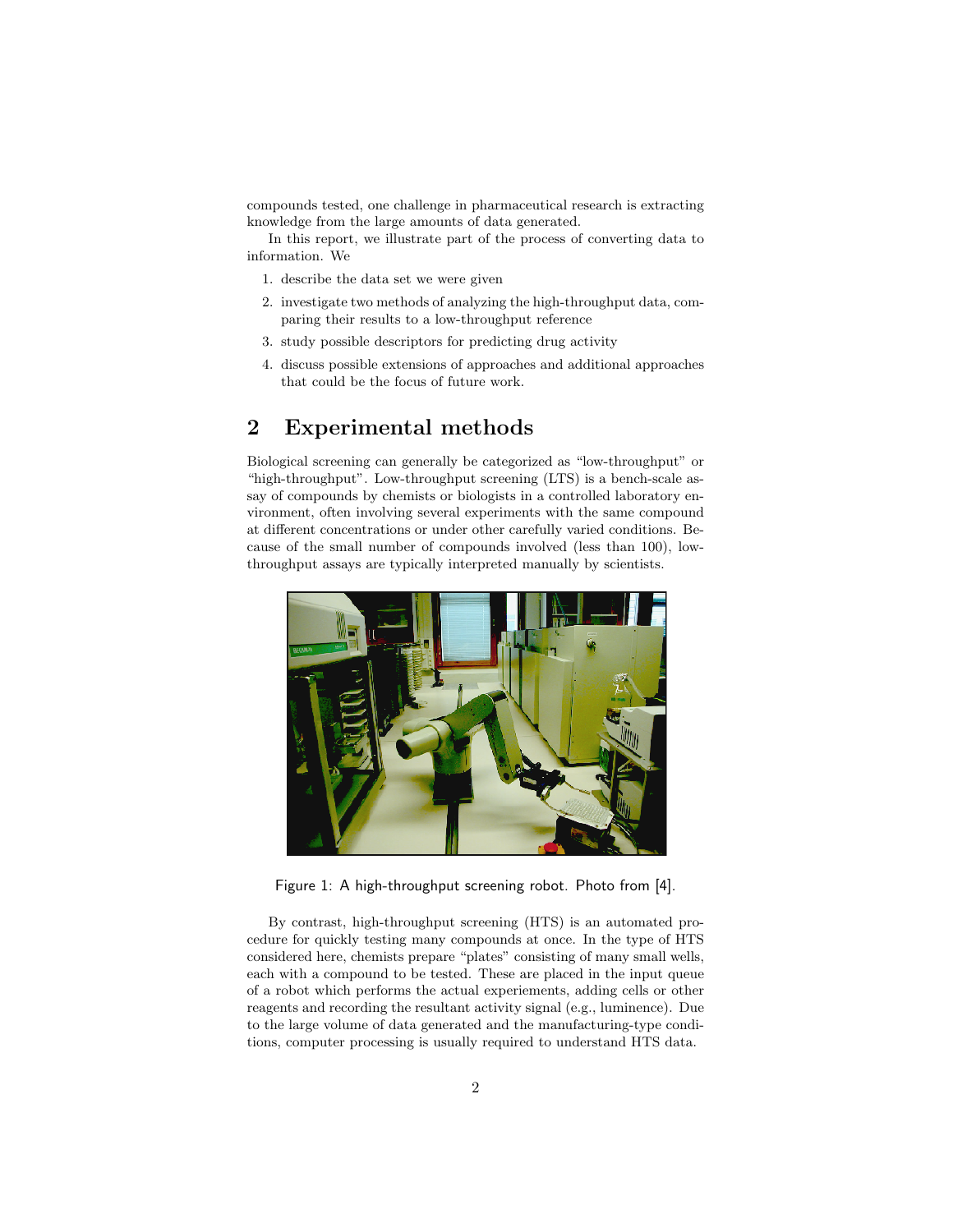compounds tested, one challenge in pharmaceutical research is extracting knowledge from the large amounts of data generated.

In this report, we illustrate part of the process of converting data to information. We

1. describe the data set we were given
2. investigate two methods of analyzing the high-throughput data, comparing their results to a low-throughput reference
3. study possible descriptors for predicting drug activity
4. discuss possible extensions of approaches and additional approaches that could be the focus of future work.

## 2 Experimental methods

Biological screening can generally be categorized as "low-throughput" or "high-throughput". Low-throughput screening (LTS) is a bench-scale assay of compounds by chemists or biologists in a controlled laboratory environment, often involving several experiments with the same compound at different concentrations or under other carefully varied conditions. Because of the small number of compounds involved (less than 100), low-throughput assays are typically interpreted manually by scientists.

Figure 1: A high-throughput screening robot. Photo from [4].

By contrast, high-throughput screening (HTS) is an automated procedure for quickly testing many compounds at once. In the type of HTS considered here, chemists prepare "plates" consisting of many small wells, each with a compound to be tested. These are placed in the input queue of a robot which performs the actual experiements, adding cells or other reagents and recording the resultant activity signal (e.g., luminence). Due to the large volume of data generated and the manufacturing-type conditions, computer processing is usually required to understand HTS data.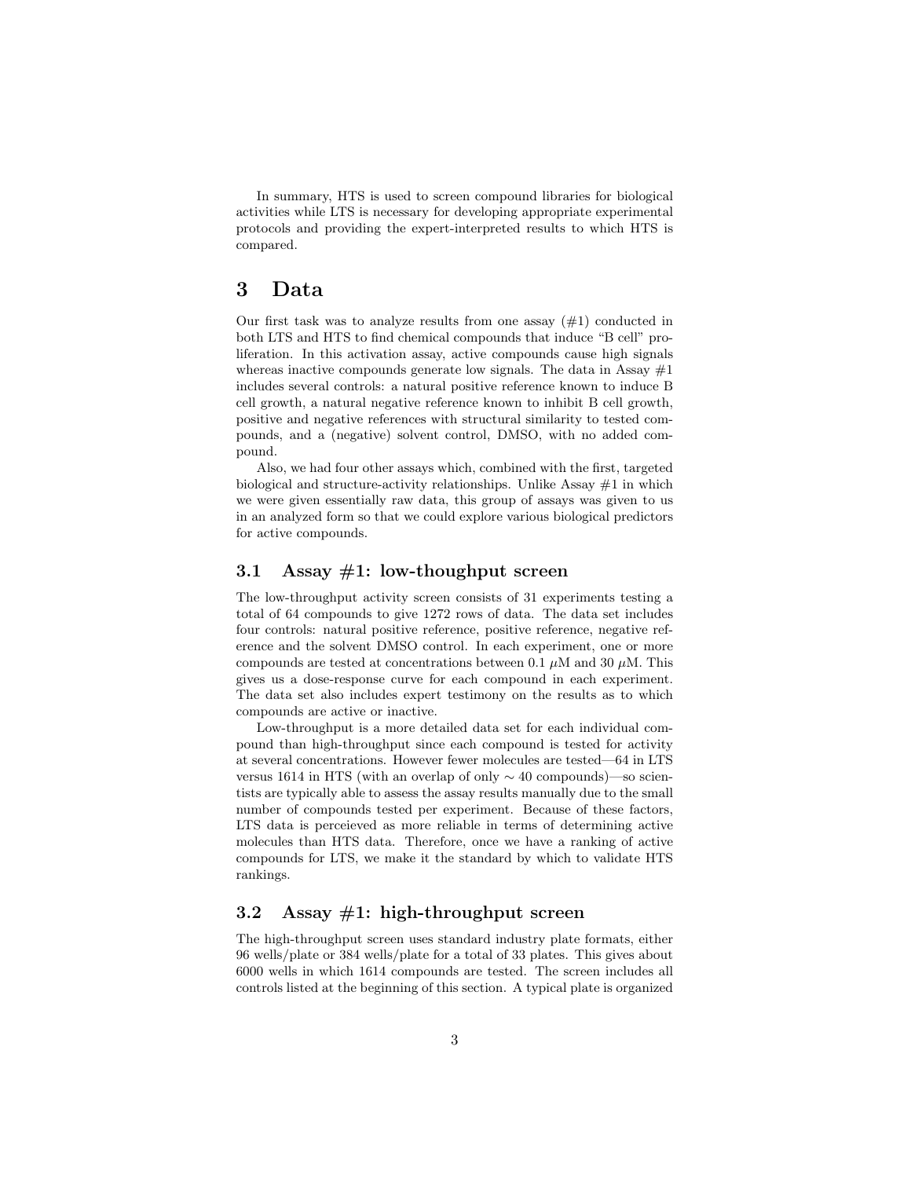In summary, HTS is used to screen compound libraries for biological activities while LTS is necessary for developing appropriate experimental protocols and providing the expert-interpreted results to which HTS is compared.

# 3 Data

Our first task was to analyze results from one assay (#1) conducted in both LTS and HTS to find chemical compounds that induce "B cell" proliferation. In this activation assay, active compounds cause high signals whereas inactive compounds generate low signals. The data in Assay #1 includes several controls: a natural positive reference known to induce B cell growth, a natural negative reference known to inhibit B cell growth, positive and negative references with structural similarity to tested compounds, and a (negative) solvent control, DMSO, with no added compound.

Also, we had four other assays which, combined with the first, targeted biological and structure-activity relationships. Unlike Assay #1 in which we were given essentially raw data, this group of assays was given to us in an analyzed form so that we could explore various biological predictors for active compounds.

## 3.1 Assay #1: low-thoughput screen

The low-throughput activity screen consists of 31 experiments testing a total of 64 compounds to give 1272 rows of data. The data set includes four controls: natural positive reference, positive reference, negative reference and the solvent DMSO control. In each experiment, one or more compounds are tested at concentrations between 0.1 $\mu$M and 30 $\mu$M. This gives us a dose-response curve for each compound in each experiment. The data set also includes expert testimony on the results as to which compounds are active or inactive.

Low-throughput is a more detailed data set for each individual compound than high-throughput since each compound is tested for activity at several concentrations. However fewer molecules are tested—64 in LTS versus 1614 in HTS (with an overlap of only $\sim 40$ compounds)—so scientists are typically able to assess the assay results manually due to the small number of compounds tested per experiment. Because of these factors, LTS data is perceieved as more reliable in terms of determining active molecules than HTS data. Therefore, once we have a ranking of active compounds for LTS, we make it the standard by which to validate HTS rankings.

## 3.2 Assay #1: high-throughput screen

The high-throughput screen uses standard industry plate formats, either 96 wells/plate or 384 wells/plate for a total of 33 plates. This gives about 6000 wells in which 1614 compounds are tested. The screen includes all controls listed at the beginning of this section. A typical plate is organized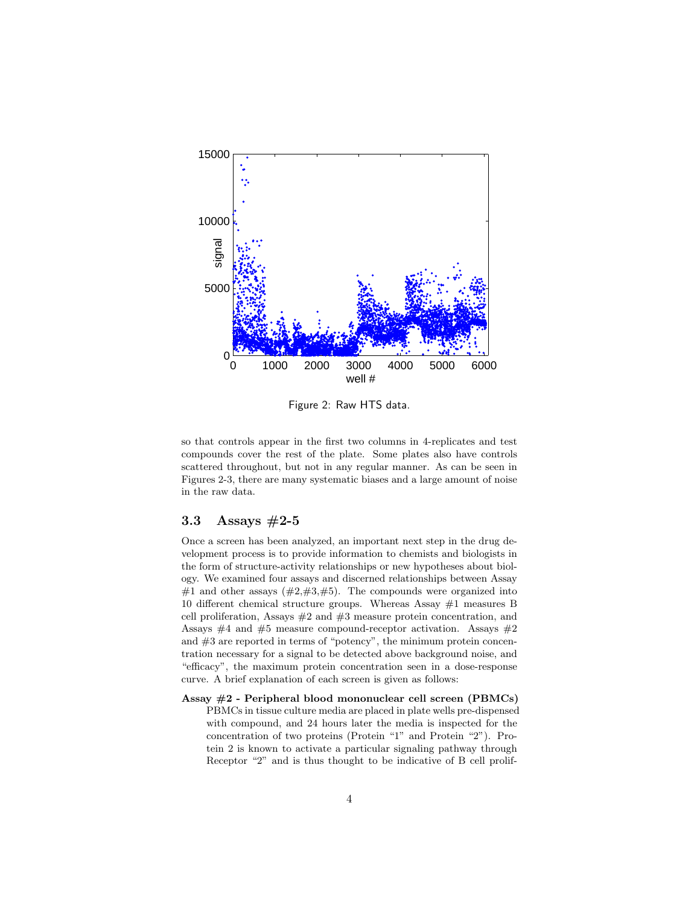Figure 2: Raw HTS data.

so that controls appear in the first two columns in 4-replicates and test compounds cover the rest of the plate. Some plates also have controls scattered throughout, but not in any regular manner. As can be seen in Figures 2-3, there are many systematic biases and a large amount of noise in the raw data.

### 3.3 Assays #2-5

Once a screen has been analyzed, an important next step in the drug development process is to provide information to chemists and biologists in the form of structure-activity relationships or new hypotheses about biology. We examined four assays and discerned relationships between Assay #1 and other assays (#2,#3,#5). The compounds were organized into 10 different chemical structure groups. Whereas Assay #1 measures B cell proliferation, Assays #2 and #3 measure protein concentration, and Assays #4 and #5 measure compound-receptor activation. Assays #2 and #3 are reported in terms of "potency", the minimum protein concentration necessary for a signal to be detected above background noise, and "efficacy", the maximum protein concentration seen in a dose-response curve. A brief explanation of each screen is given as follows:

**Assay #2 - Peripheral blood mononuclear cell screen (PBMCs)** PBMCs in tissue culture media are placed in plate wells pre-dispensed with compound, and 24 hours later the media is inspected for the concentration of two proteins (Protein "1" and Protein "2"). Protein 2 is known to activate a particular signaling pathway through Receptor "2" and is thus thought to be indicative of B cell prolif-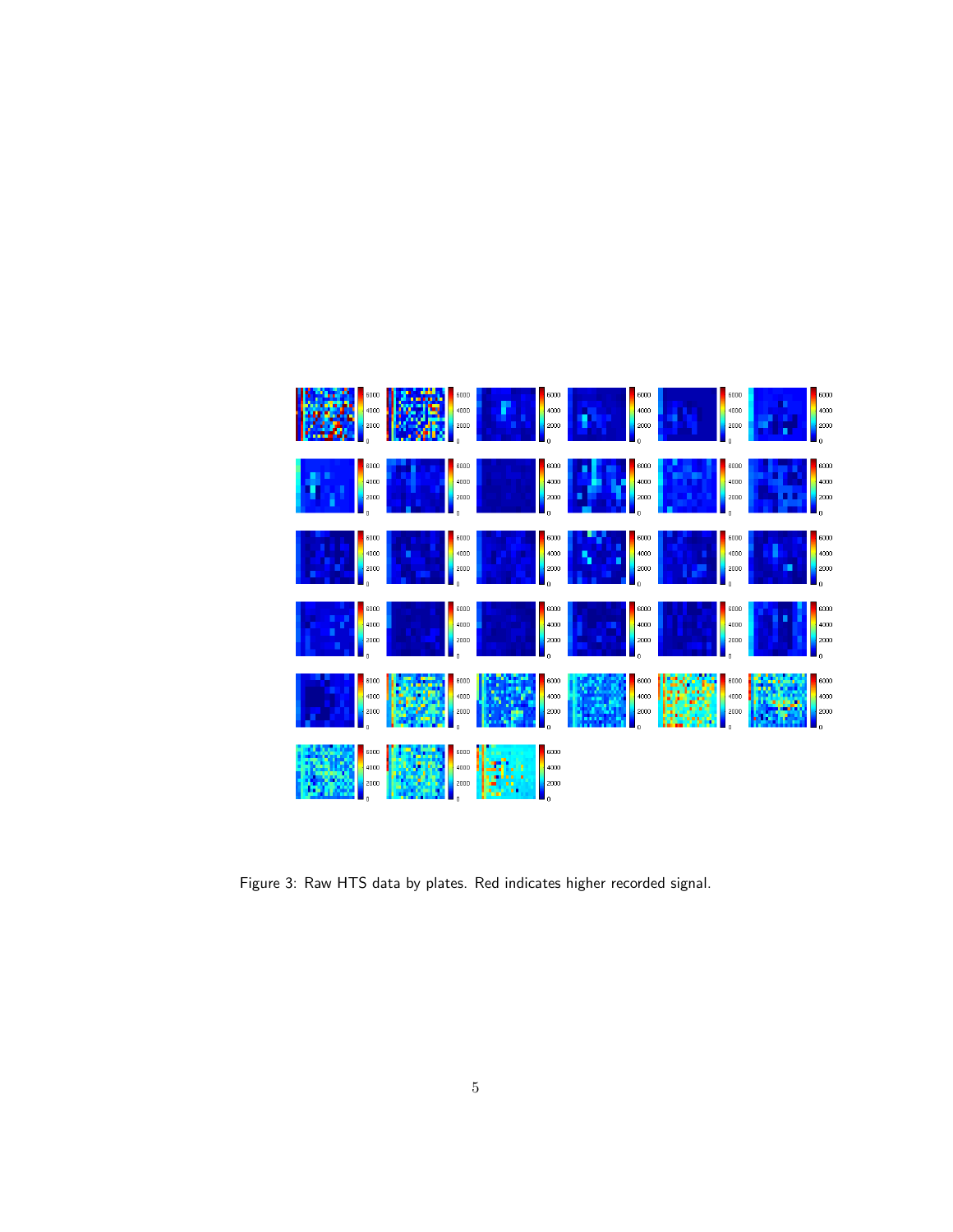Figure 3: Raw HTS data by plates. Red indicates higher recorded signal.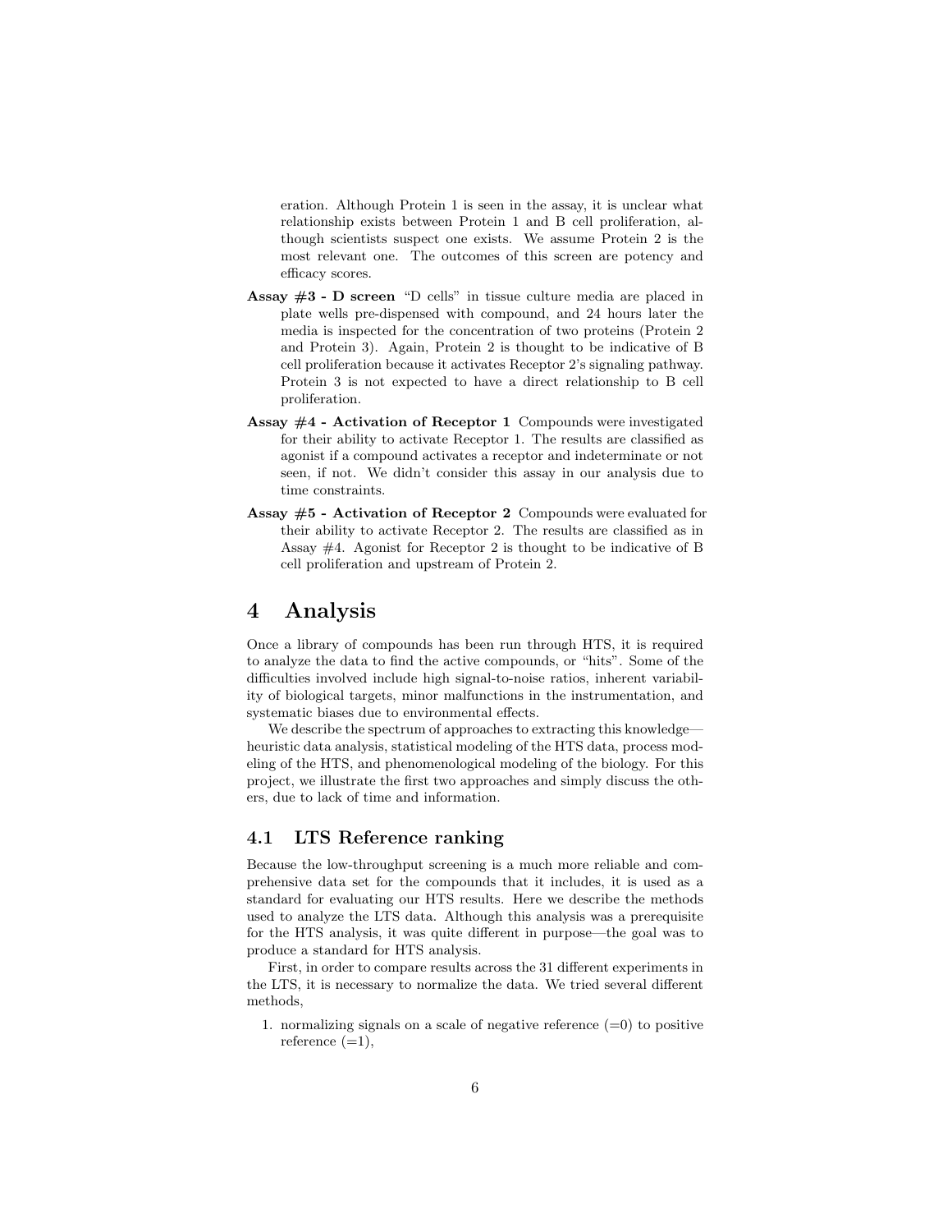eration. Although Protein 1 is seen in the assay, it is unclear what relationship exists between Protein 1 and B cell proliferation, although scientists suspect one exists. We assume Protein 2 is the most relevant one. The outcomes of this screen are potency and efficacy scores.

**Assay #3 - D screen** "D cells" in tissue culture media are placed in plate wells pre-dispensed with compound, and 24 hours later the media is inspected for the concentration of two proteins (Protein 2 and Protein 3). Again, Protein 2 is thought to be indicative of B cell proliferation because it activates Receptor 2's signaling pathway. Protein 3 is not expected to have a direct relationship to B cell proliferation.

**Assay #4 - Activation of Receptor 1** Compounds were investigated for their ability to activate Receptor 1. The results are classified as agonist if a compound activates a receptor and indeterminate or not seen, if not. We didn't consider this assay in our analysis due to time constraints.

**Assay #5 - Activation of Receptor 2** Compounds were evaluated for their ability to activate Receptor 2. The results are classified as in Assay #4. Agonist for Receptor 2 is thought to be indicative of B cell proliferation and upstream of Protein 2.

# 4 Analysis

Once a library of compounds has been run through HTS, it is required to analyze the data to find the active compounds, or "hits". Some of the difficulties involved include high signal-to-noise ratios, inherent variability of biological targets, minor malfunctions in the instrumentation, and systematic biases due to environmental effects.

We describe the spectrum of approaches to extracting this knowledge—heuristic data analysis, statistical modeling of the HTS data, process modeling of the HTS, and phenomenological modeling of the biology. For this project, we illustrate the first two approaches and simply discuss the others, due to lack of time and information.

## 4.1 LTS Reference ranking

Because the low-throughput screening is a much more reliable and comprehensive data set for the compounds that it includes, it is used as a standard for evaluating our HTS results. Here we describe the methods used to analyze the LTS data. Although this analysis was a prerequisite for the HTS analysis, it was quite different in purpose—the goal was to produce a standard for HTS analysis.

First, in order to compare results across the 31 different experiments in the LTS, it is necessary to normalize the data. We tried several different methods,

1. normalizing signals on a scale of negative reference (=0) to positive reference (=1),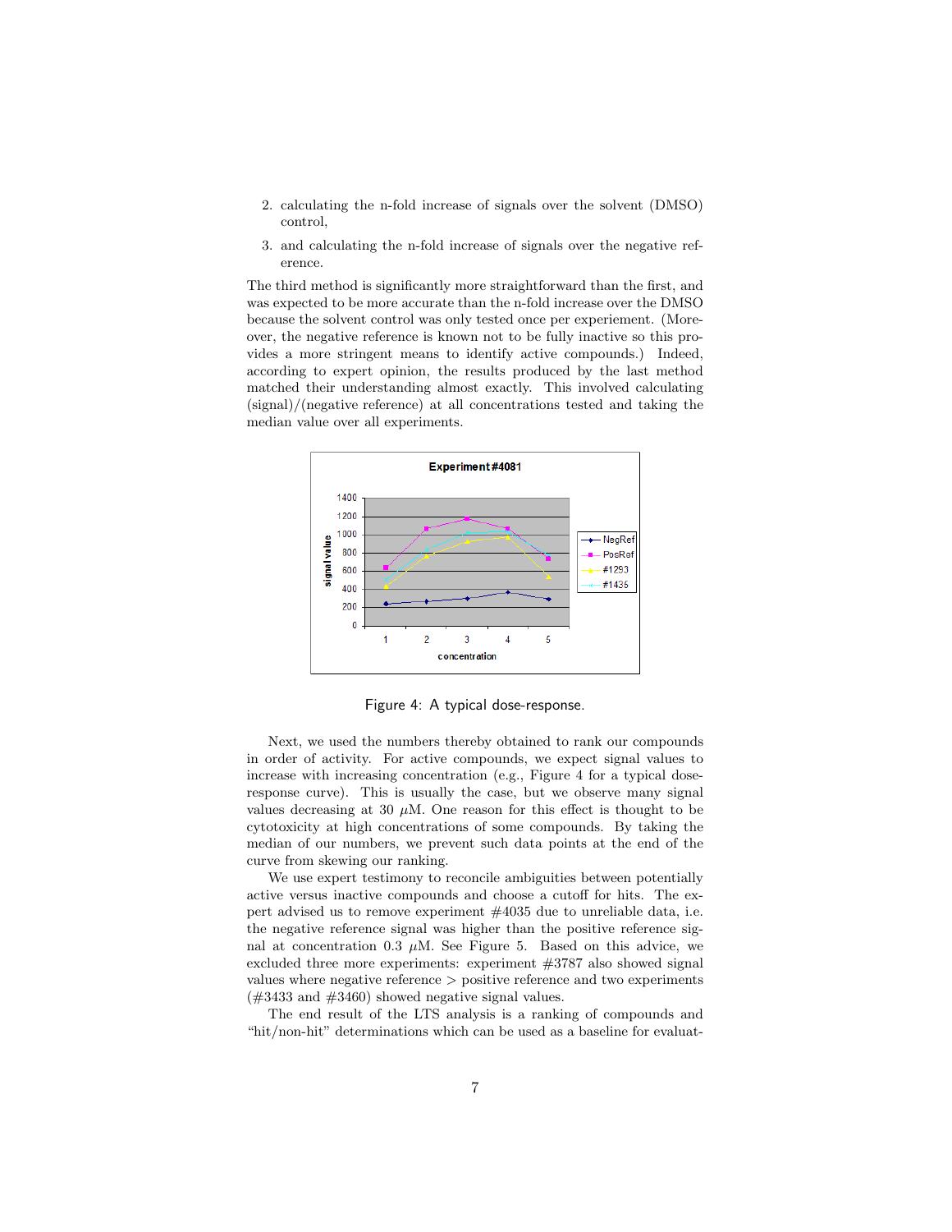2. calculating the n-fold increase of signals over the solvent (DMSO) control,
3. and calculating the n-fold increase of signals over the negative reference.

The third method is significantly more straightforward than the first, and was expected to be more accurate than the n-fold increase over the DMSO because the solvent control was only tested once per experiement. (Moreover, the negative reference is known not to be fully inactive so this provides a more stringent means to identify active compounds.) Indeed, according to expert opinion, the results produced by the last method matched their understanding almost exactly. This involved calculating (signal)/(negative reference) at all concentrations tested and taking the median value over all experiments.

Figure 4: A typical dose-response.

Next, we used the numbers thereby obtained to rank our compounds in order of activity. For active compounds, we expect signal values to increase with increasing concentration (e.g., Figure 4 for a typical dose-response curve). This is usually the case, but we observe many signal values decreasing at 30 $\mu$M. One reason for this effect is thought to be cytotoxicity at high concentrations of some compounds. By taking the median of our numbers, we prevent such data points at the end of the curve from skewing our ranking.

We use expert testimony to reconcile ambiguities between potentially active versus inactive compounds and choose a cutoff for hits. The expert advised us to remove experiment #4035 due to unreliable data, i.e. the negative reference signal was higher than the positive reference signal at concentration 0.3 $\mu$M. See Figure 5. Based on this advice, we excluded three more experiments: experiment #3787 also showed signal values where negative reference > positive reference and two experiments (#3433 and #3460) showed negative signal values.

The end result of the LTS analysis is a ranking of compounds and "hit/non-hit" determinations which can be used as a baseline for evaluat-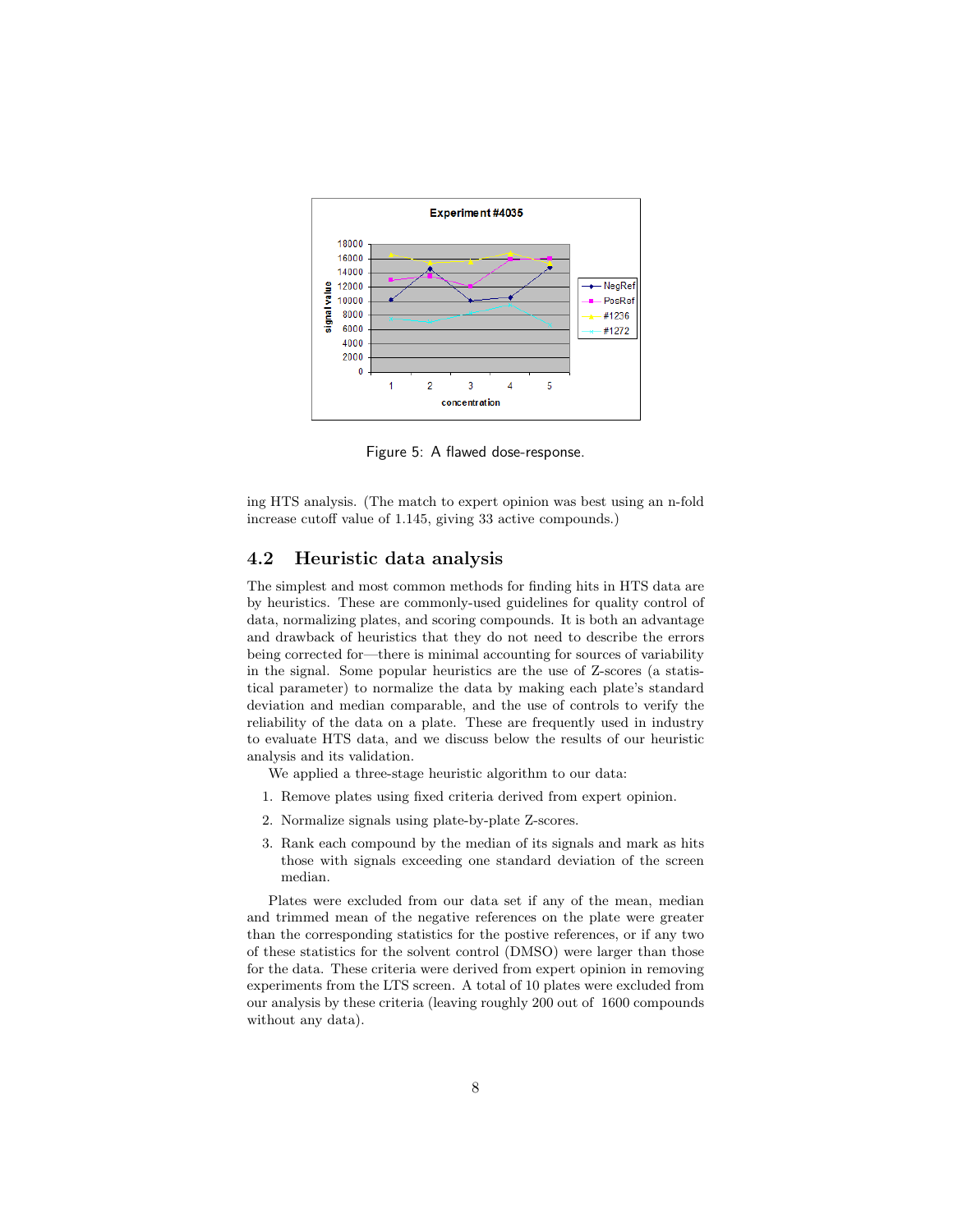Figure 5: A flawed dose-response.

ing HTS analysis. (The match to expert opinion was best using an n-fold increase cutoff value of 1.145, giving 33 active compounds.)

## 4.2 Heuristic data analysis

The simplest and most common methods for finding hits in HTS data are by heuristics. These are commonly-used guidelines for quality control of data, normalizing plates, and scoring compounds. It is both an advantage and drawback of heuristics that they do not need to describe the errors being corrected for—there is minimal accounting for sources of variability in the signal. Some popular heuristics are the use of Z-scores (a statistical parameter) to normalize the data by making each plate's standard deviation and median comparable, and the use of controls to verify the reliability of the data on a plate. These are frequently used in industry to evaluate HTS data, and we discuss below the results of our heuristic analysis and its validation.

We applied a three-stage heuristic algorithm to our data:

1. Remove plates using fixed criteria derived from expert opinion.
2. Normalize signals using plate-by-plate Z-scores.
3. Rank each compound by the median of its signals and mark as hits those with signals exceeding one standard deviation of the screen median.

Plates were excluded from our data set if any of the mean, median and trimmed mean of the negative references on the plate were greater than the corresponding statistics for the postive references, or if any two of these statistics for the solvent control (DMSO) were larger than those for the data. These criteria were derived from expert opinion in removing experiments from the LTS screen. A total of 10 plates were excluded from our analysis by these criteria (leaving roughly 200 out of 1600 compounds without any data).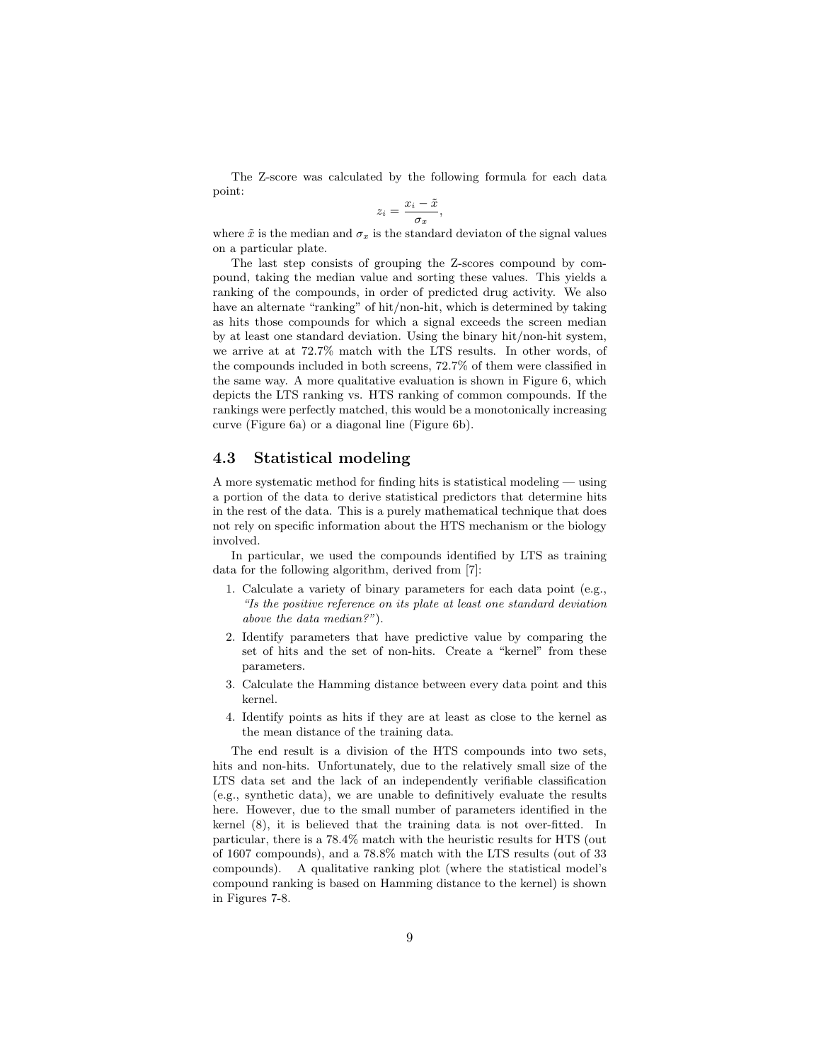The Z-score was calculated by the following formula for each data point:

$$z_i = \frac{x_i - \tilde{x}}{\sigma_x},$$

where $\tilde{x}$ is the median and $\sigma_x$ is the standard deviaton of the signal values on a particular plate.

The last step consists of grouping the Z-scores compound by compound, taking the median value and sorting these values. This yields a ranking of the compounds, in order of predicted drug activity. We also have an alternate "ranking" of hit/non-hit, which is determined by taking as hits those compounds for which a signal exceeds the screen median by at least one standard deviation. Using the binary hit/non-hit system, we arrive at at 72.7% match with the LTS results. In other words, of the compounds included in both screens, 72.7% of them were classified in the same way. A more qualitative evaluation is shown in Figure 6, which depicts the LTS ranking vs. HTS ranking of common compounds. If the rankings were perfectly matched, this would be a monotonically increasing curve (Figure 6a) or a diagonal line (Figure 6b).

### 4.3 Statistical modeling

A more systematic method for finding hits is statistical modeling — using a portion of the data to derive statistical predictors that determine hits in the rest of the data. This is a purely mathematical technique that does not rely on specific information about the HTS mechanism or the biology involved.

In particular, we used the compounds identified by LTS as training data for the following algorithm, derived from [7]:

1. Calculate a variety of binary parameters for each data point (e.g., *"Is the positive reference on its plate at least one standard deviation above the data median?"*).
2. Identify parameters that have predictive value by comparing the set of hits and the set of non-hits. Create a "kernel" from these parameters.
3. Calculate the Hamming distance between every data point and this kernel.
4. Identify points as hits if they are at least as close to the kernel as the mean distance of the training data.

The end result is a division of the HTS compounds into two sets, hits and non-hits. Unfortunately, due to the relatively small size of the LTS data set and the lack of an independently verifiable classification (e.g., synthetic data), we are unable to definitively evaluate the results here. However, due to the small number of parameters identified in the kernel (8), it is believed that the training data is not over-fitted. In particular, there is a 78.4% match with the heuristic results for HTS (out of 1607 compounds), and a 78.8% match with the LTS results (out of 33 compounds). A qualitative ranking plot (where the statistical model's compound ranking is based on Hamming distance to the kernel) is shown in Figures 7-8.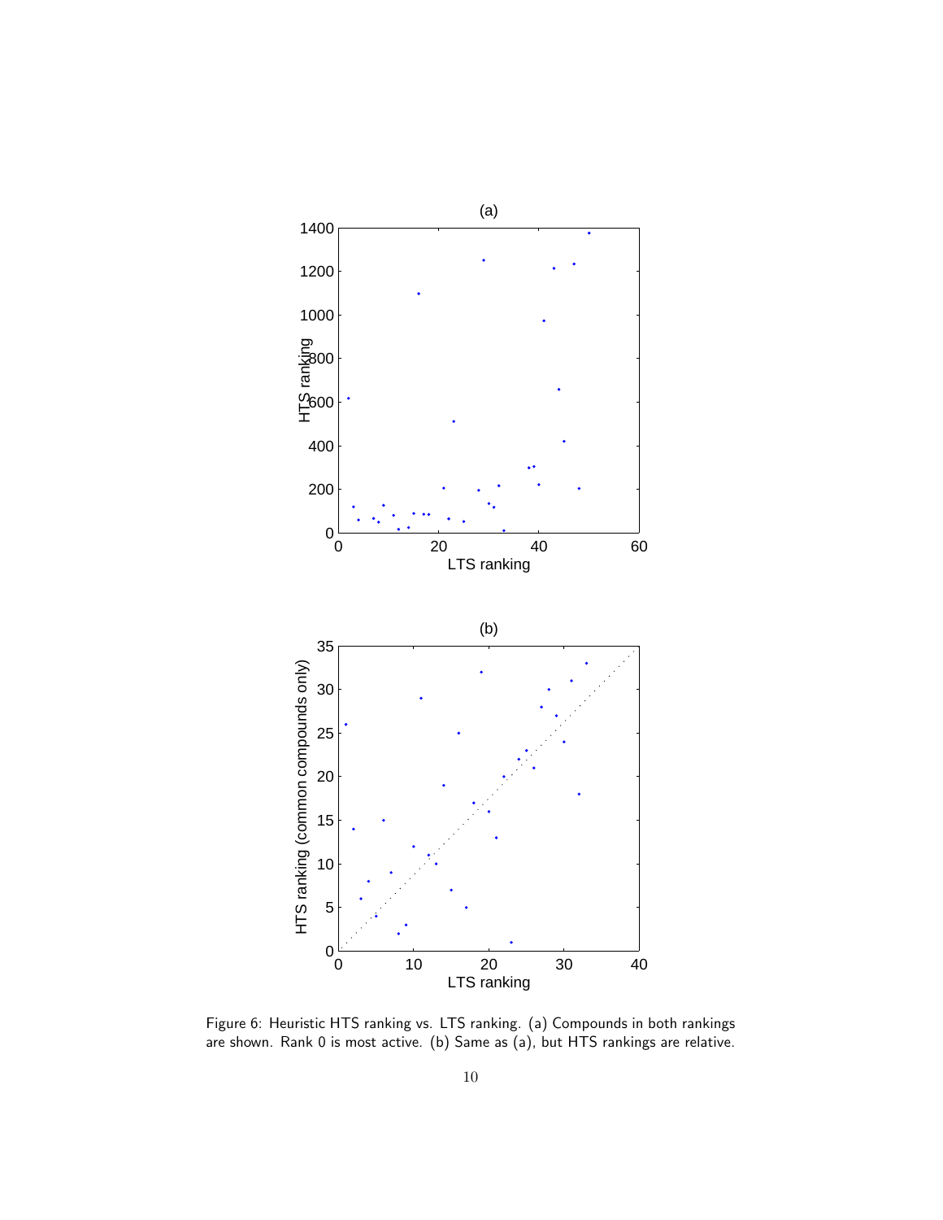Figure 6: Heuristic HTS ranking vs. LTS ranking. (a) Compounds in both rankings are shown. Rank 0 is most active. (b) Same as (a), but HTS rankings are relative.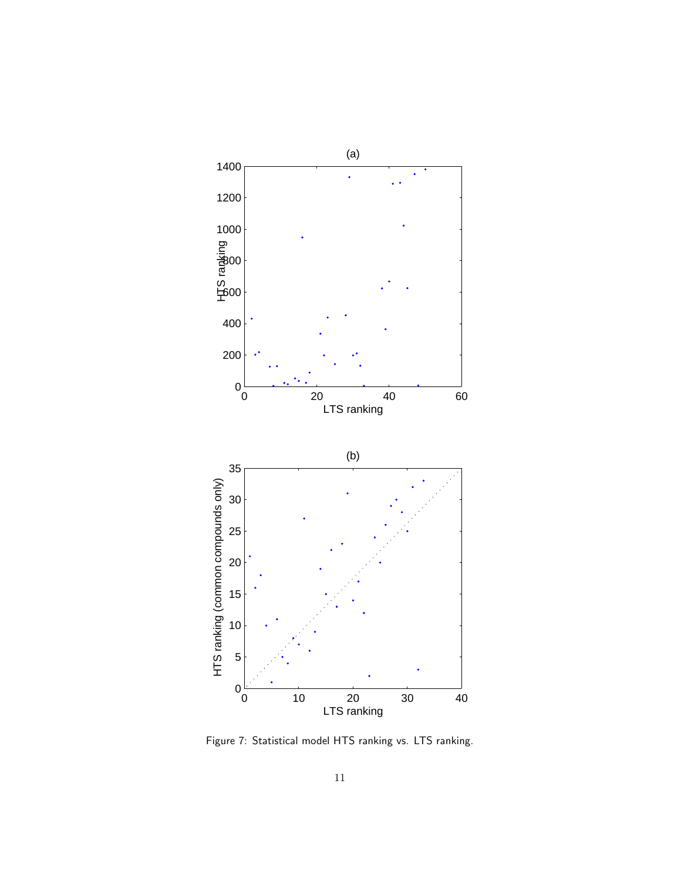Figure 7: Statistical model HTS ranking vs. LTS ranking.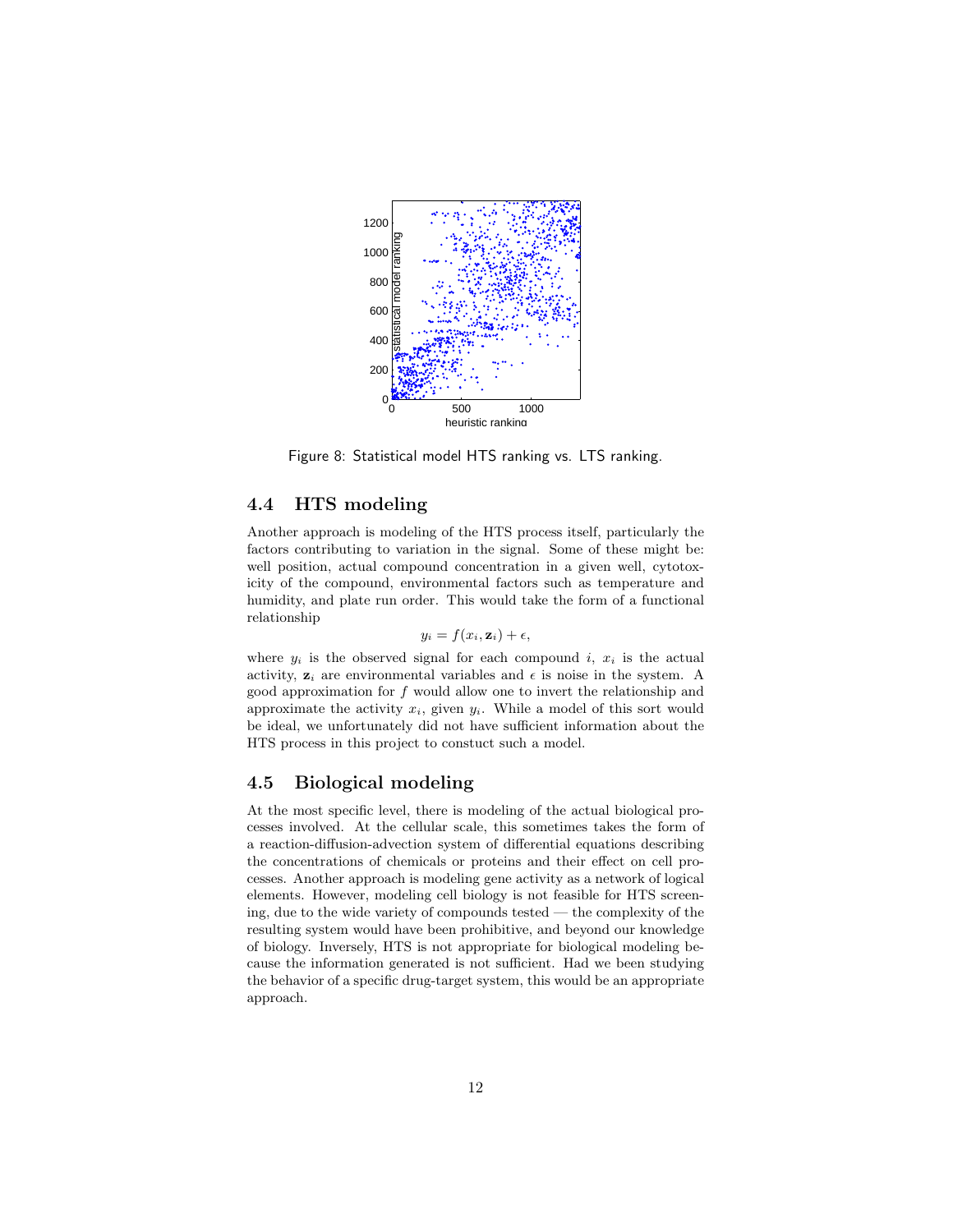Figure 8: Statistical model HTS ranking vs. LTS ranking.

## 4.4 HTS modeling

Another approach is modeling of the HTS process itself, particularly the factors contributing to variation in the signal. Some of these might be: well position, actual compound concentration in a given well, cytotoxicity of the compound, environmental factors such as temperature and humidity, and plate run order. This would take the form of a functional relationship

$$y_i = f(x_i, \mathbf{z}_i) + \epsilon,$$

where $y_i$ is the observed signal for each compound $i$, $x_i$ is the actual activity, $\mathbf{z}_i$ are environmental variables and $\epsilon$ is noise in the system. A good approximation for $f$ would allow one to invert the relationship and approximate the activity $x_i$, given $y_i$. While a model of this sort would be ideal, we unfortunately did not have sufficient information about the HTS process in this project to constuct such a model.

## 4.5 Biological modeling

At the most specific level, there is modeling of the actual biological processes involved. At the cellular scale, this sometimes takes the form of a reaction-diffusion-advection system of differential equations describing the concentrations of chemicals or proteins and their effect on cell processes. Another approach is modeling gene activity as a network of logical elements. However, modeling cell biology is not feasible for HTS screening, due to the wide variety of compounds tested — the complexity of the resulting system would have been prohibitive, and beyond our knowledge of biology. Inversely, HTS is not appropriate for biological modeling because the information generated is not sufficient. Had we been studying the behavior of a specific drug-target system, this would be an appropriate approach.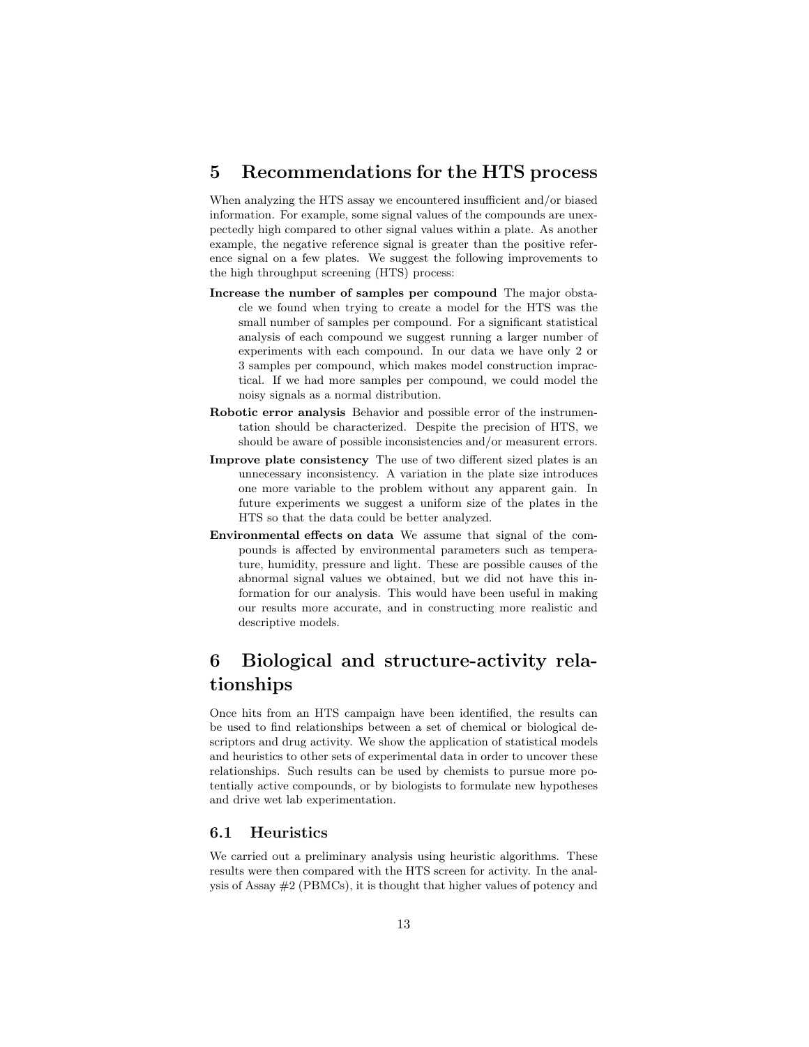## 5 Recommendations for the HTS process

When analyzing the HTS assay we encountered insufficient and/or biased information. For example, some signal values of the compounds are unexpectedly high compared to other signal values within a plate. As another example, the negative reference signal is greater than the positive reference signal on a few plates. We suggest the following improvements to the high throughput screening (HTS) process:

**Increase the number of samples per compound** The major obstacle we found when trying to create a model for the HTS was the small number of samples per compound. For a significant statistical analysis of each compound we suggest running a larger number of experiments with each compound. In our data we have only 2 or 3 samples per compound, which makes model construction impractical. If we had more samples per compound, we could model the noisy signals as a normal distribution.

**Robotic error analysis** Behavior and possible error of the instrumentation should be characterized. Despite the precision of HTS, we should be aware of possible inconsistencies and/or measurent errors.

**Improve plate consistency** The use of two different sized plates is an unnecessary inconsistency. A variation in the plate size introduces one more variable to the problem without any apparent gain. In future experiments we suggest a uniform size of the plates in the HTS so that the data could be better analyzed.

**Environmental effects on data** We assume that signal of the compounds is affected by environmental parameters such as temperature, humidity, pressure and light. These are possible causes of the abnormal signal values we obtained, but we did not have this information for our analysis. This would have been useful in making our results more accurate, and in constructing more realistic and descriptive models.

## 6 Biological and structure-activity relationships

Once hits from an HTS campaign have been identified, the results can be used to find relationships between a set of chemical or biological descriptors and drug activity. We show the application of statistical models and heuristics to other sets of experimental data in order to uncover these relationships. Such results can be used by chemists to pursue more potentially active compounds, or by biologists to formulate new hypotheses and drive wet lab experimentation.

### 6.1 Heuristics

We carried out a preliminary analysis using heuristic algorithms. These results were then compared with the HTS screen for activity. In the analysis of Assay #2 (PBMCs), it is thought that higher values of potency and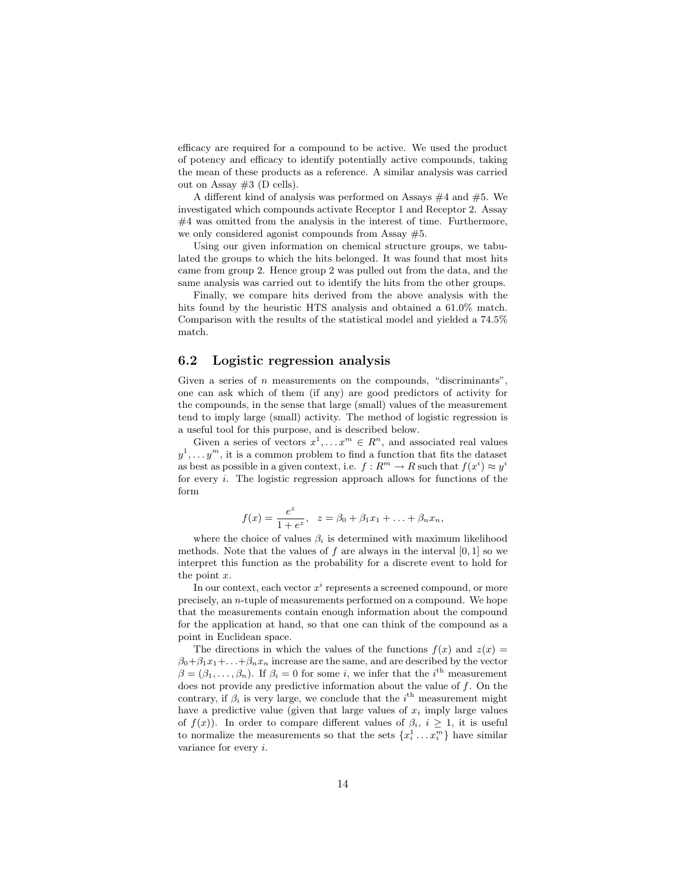efficacy are required for a compound to be active. We used the product of potency and efficacy to identify potentially active compounds, taking the mean of these products as a reference. A similar analysis was carried out on Assay #3 (D cells).

A different kind of analysis was performed on Assays #4 and #5. We investigated which compounds activate Receptor 1 and Receptor 2. Assay #4 was omitted from the analysis in the interest of time. Furthermore, we only considered agonist compounds from Assay #5.

Using our given information on chemical structure groups, we tabulated the groups to which the hits belonged. It was found that most hits came from group 2. Hence group 2 was pulled out from the data, and the same analysis was carried out to identify the hits from the other groups.

Finally, we compare hits derived from the above analysis with the hits found by the heuristic HTS analysis and obtained a 61.0% match. Comparison with the results of the statistical model and yielded a 74.5% match.

## 6.2 Logistic regression analysis

Given a series of $n$ measurements on the compounds, "discriminants", one can ask which of them (if any) are good predictors of activity for the compounds, in the sense that large (small) values of the measurement tend to imply large (small) activity. The method of logistic regression is a useful tool for this purpose, and is described below.

Given a series of vectors $x^1, \ldots x^m \in R^n$, and associated real values $y^1, \ldots y^m$, it is a common problem to find a function that fits the dataset as best as possible in a given context, i.e. $f : R^m \to R$ such that $f(x^i) \approx y^i$ for every $i$. The logistic regression approach allows for functions of the form

$$f(x) = \frac{e^z}{1 + e^z}, \quad z = \beta_0 + \beta_1 x_1 + \ldots + \beta_n x_n,$$

where the choice of values $\beta_i$ is determined with maximum likelihood methods. Note that the values of $f$ are always in the interval $[0, 1]$ so we interpret this function as the probability for a discrete event to hold for the point $x$.

In our context, each vector $x^i$ represents a screened compound, or more precisely, an $n$-tuple of measurements performed on a compound. We hope that the measurements contain enough information about the compound for the application at hand, so that one can think of the compound as a point in Euclidean space.

The directions in which the values of the functions $f(x)$ and $z(x) = \beta_0 + \beta_1 x_1 + \ldots + \beta_n x_n$ increase are the same, and are described by the vector $\beta = (\beta_1, \ldots, \beta_n)$. If $\beta_i = 0$ for some $i$, we infer that the $i^{\text{th}}$ measurement does not provide any predictive information about the value of $f$. On the contrary, if $\beta_i$ is very large, we conclude that the $i^{\text{th}}$ measurement might have a predictive value (given that large values of $x_i$ imply large values of $f(x)$). In order to compare different values of $\beta_i$, $i \geq 1$, it is useful to normalize the measurements so that the sets $\{x_i^1 \ldots x_i^m\}$ have similar variance for every $i$.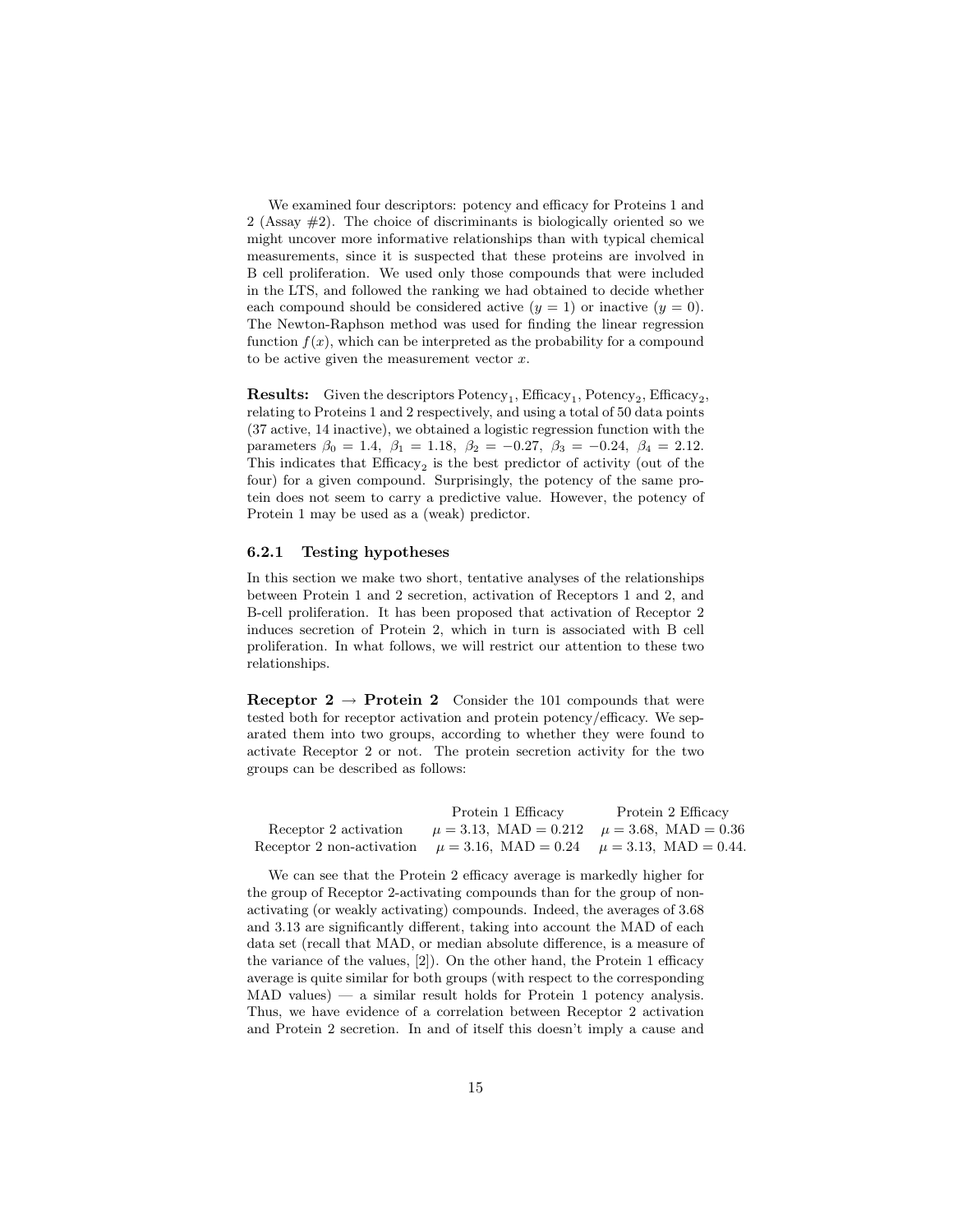We examined four descriptors: potency and efficacy for Proteins 1 and 2 (Assay #2). The choice of discriminants is biologically oriented so we might uncover more informative relationships than with typical chemical measurements, since it is suspected that these proteins are involved in B cell proliferation. We used only those compounds that were included in the LTS, and followed the ranking we had obtained to decide whether each compound should be considered active ($y = 1$) or inactive ($y = 0$). The Newton-Raphson method was used for finding the linear regression function $f(x)$, which can be interpreted as the probability for a compound to be active given the measurement vector $x$.

**Results:** Given the descriptors $\text{Potency}_1$, $\text{Efficacy}_1$, $\text{Potency}_2$, $\text{Efficacy}_2$, relating to Proteins 1 and 2 respectively, and using a total of 50 data points (37 active, 14 inactive), we obtained a logistic regression function with the parameters $\beta_0 = 1.4,\ \beta_1 = 1.18,\ \beta_2 = -0.27,\ \beta_3 = -0.24,\ \beta_4 = 2.12$. This indicates that $\text{Efficacy}_2$ is the best predictor of activity (out of the four) for a given compound. Surprisingly, the potency of the same protein does not seem to carry a predictive value. However, the potency of Protein 1 may be used as a (weak) predictor.

### 6.2.1 Testing hypotheses

In this section we make two short, tentative analyses of the relationships between Protein 1 and 2 secretion, activation of Receptors 1 and 2, and B-cell proliferation. It has been proposed that activation of Receptor 2 induces secretion of Protein 2, which in turn is associated with B cell proliferation. In what follows, we will restrict our attention to these two relationships.

**Receptor 2 → Protein 2** Consider the 101 compounds that were tested both for receptor activation and protein potency/efficacy. We separated them into two groups, according to whether they were found to activate Receptor 2 or not. The protein secretion activity for the two groups can be described as follows:

| | Protein 1 Efficacy | Protein 2 Efficacy |
|---|---|---|
| Receptor 2 activation | $\mu = 3.13,\ \text{MAD} = 0.212$ | $\mu = 3.68,\ \text{MAD} = 0.36$ |
| Receptor 2 non-activation | $\mu = 3.16,\ \text{MAD} = 0.24$ | $\mu = 3.13,\ \text{MAD} = 0.44.$ |

We can see that the Protein 2 efficacy average is markedly higher for the group of Receptor 2-activating compounds than for the group of non-activating (or weakly activating) compounds. Indeed, the averages of 3.68 and 3.13 are significantly different, taking into account the MAD of each data set (recall that MAD, or median absolute difference, is a measure of the variance of the values, [2]). On the other hand, the Protein 1 efficacy average is quite similar for both groups (with respect to the corresponding MAD values) — a similar result holds for Protein 1 potency analysis. Thus, we have evidence of a correlation between Receptor 2 activation and Protein 2 secretion. In and of itself this doesn't imply a cause and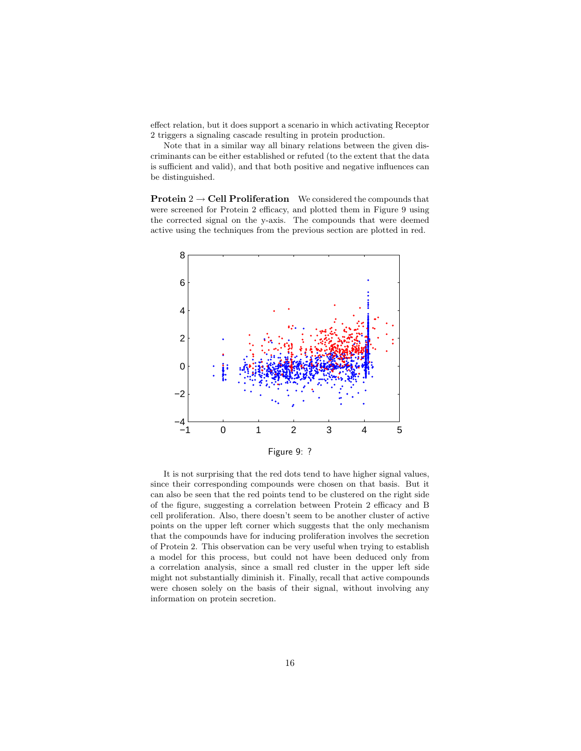effect relation, but it does support a scenario in which activating Receptor 2 triggers a signaling cascade resulting in protein production.

Note that in a similar way all binary relations between the given discriminants can be either established or refuted (to the extent that the data is sufficient and valid), and that both positive and negative influences can be distinguished.

**Protein 2 → Cell Proliferation** We considered the compounds that were screened for Protein 2 efficacy, and plotted them in Figure 9 using the corrected signal on the y-axis. The compounds that were deemed active using the techniques from the previous section are plotted in red.

Figure 9: ?

It is not surprising that the red dots tend to have higher signal values, since their corresponding compounds were chosen on that basis. But it can also be seen that the red points tend to be clustered on the right side of the figure, suggesting a correlation between Protein 2 efficacy and B cell proliferation. Also, there doesn't seem to be another cluster of active points on the upper left corner which suggests that the only mechanism that the compounds have for inducing proliferation involves the secretion of Protein 2. This observation can be very useful when trying to establish a model for this process, but could not have been deduced only from a correlation analysis, since a small red cluster in the upper left side might not substantially diminish it. Finally, recall that active compounds were chosen solely on the basis of their signal, without involving any information on protein secretion.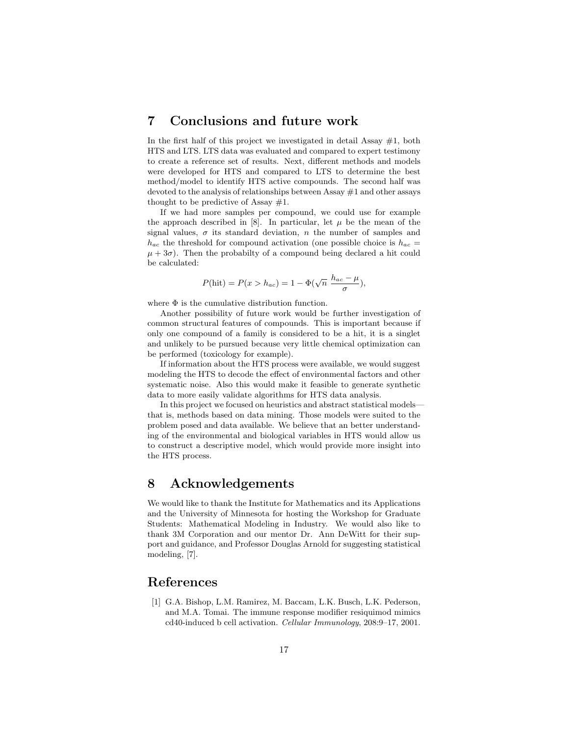## 7 Conclusions and future work

In the first half of this project we investigated in detail Assay #1, both HTS and LTS. LTS data was evaluated and compared to expert testimony to create a reference set of results. Next, different methods and models were developed for HTS and compared to LTS to determine the best method/model to identify HTS active compounds. The second half was devoted to the analysis of relationships between Assay #1 and other assays thought to be predictive of Assay #1.

If we had more samples per compound, we could use for example the approach described in [8]. In particular, let $\mu$ be the mean of the signal values, $\sigma$ its standard deviation, $n$ the number of samples and $h_{ac}$ the threshold for compound activation (one possible choice is $h_{ac} = \mu + 3\sigma$). Then the probabilty of a compound being declared a hit could be calculated:

$$P(\text{hit}) = P(x > h_{ac}) = 1 - \Phi(\sqrt{n}\ \frac{h_{ac} - \mu}{\sigma}),$$

where $\Phi$ is the cumulative distribution function.

Another possibility of future work would be further investigation of common structural features of compounds. This is important because if only one compound of a family is considered to be a hit, it is a singlet and unlikely to be pursued because very little chemical optimization can be performed (toxicology for example).

If information about the HTS process were available, we would suggest modeling the HTS to decode the effect of environmental factors and other systematic noise. Also this would make it feasible to generate synthetic data to more easily validate algorithms for HTS data analysis.

In this project we focused on heuristics and abstract statistical models—that is, methods based on data mining. Those models were suited to the problem posed and data available. We believe that an better understanding of the environmental and biological variables in HTS would allow us to construct a descriptive model, which would provide more insight into the HTS process.

## 8 Acknowledgements

We would like to thank the Institute for Mathematics and its Applications and the University of Minnesota for hosting the Workshop for Graduate Students: Mathematical Modeling in Industry. We would also like to thank 3M Corporation and our mentor Dr. Ann DeWitt for their support and guidance, and Professor Douglas Arnold for suggesting statistical modeling, [7].

## References

[1] G.A. Bishop, L.M. Ramirez, M. Baccam, L.K. Busch, L.K. Pederson, and M.A. Tomai. The immune response modifier resiquimod mimics cd40-induced b cell activation. *Cellular Immunology*, 208:9–17, 2001.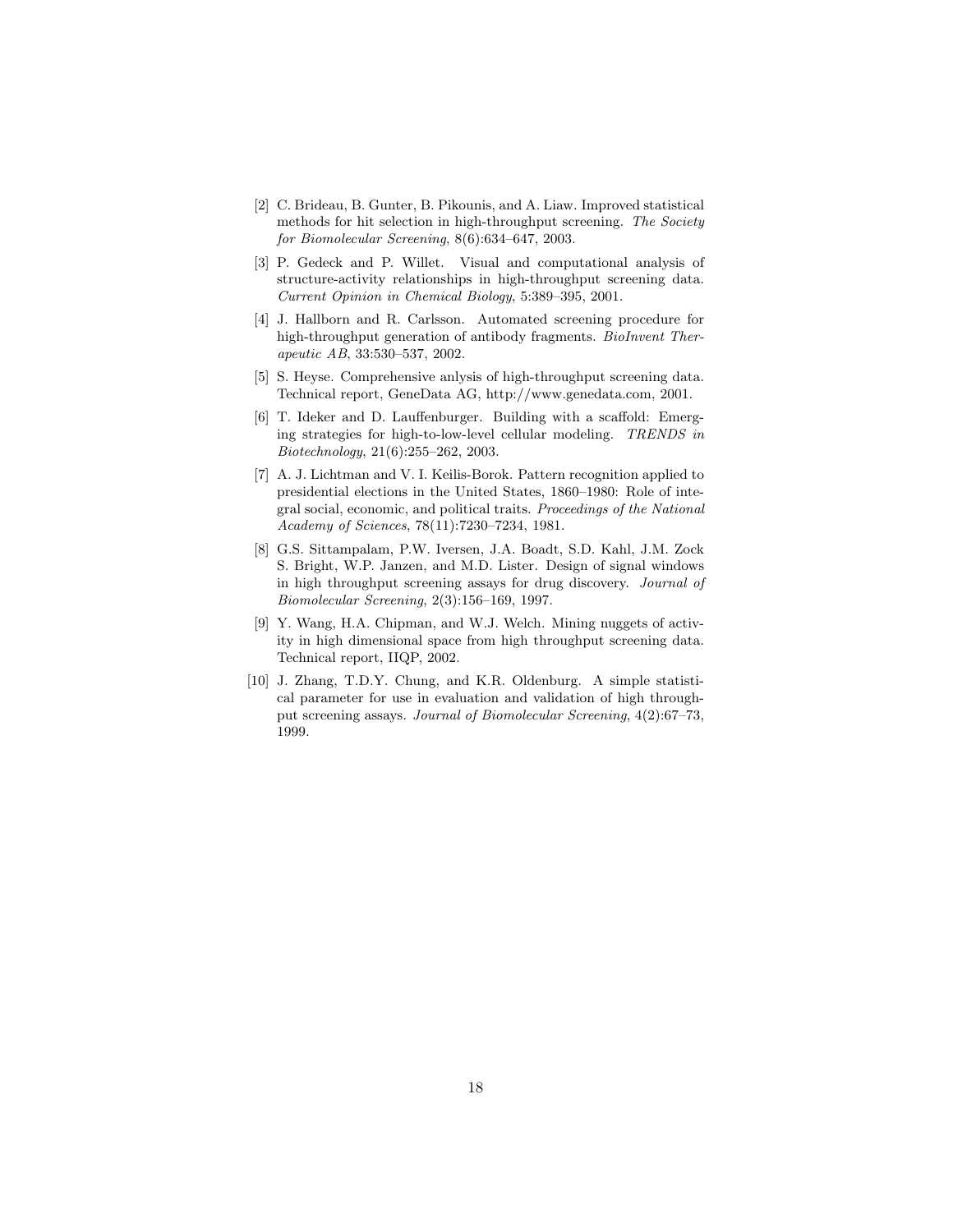[2] C. Brideau, B. Gunter, B. Pikounis, and A. Liaw. Improved statistical methods for hit selection in high-throughput screening. *The Society for Biomolecular Screening*, 8(6):634–647, 2003.

[3] P. Gedeck and P. Willet. Visual and computational analysis of structure-activity relationships in high-throughput screening data. *Current Opinion in Chemical Biology*, 5:389–395, 2001.

[4] J. Hallborn and R. Carlsson. Automated screening procedure for high-throughput generation of antibody fragments. *BioInvent Therapeutic AB*, 33:530–537, 2002.

[5] S. Heyse. Comprehensive anlysis of high-throughput screening data. Technical report, GeneData AG, http://www.genedata.com, 2001.

[6] T. Ideker and D. Lauffenburger. Building with a scaffold: Emerging strategies for high-to-low-level cellular modeling. *TRENDS in Biotechnology*, 21(6):255–262, 2003.

[7] A. J. Lichtman and V. I. Keilis-Borok. Pattern recognition applied to presidential elections in the United States, 1860–1980: Role of integral social, economic, and political traits. *Proceedings of the National Academy of Sciences*, 78(11):7230–7234, 1981.

[8] G.S. Sittampalam, P.W. Iversen, J.A. Boadt, S.D. Kahl, J.M. Zock S. Bright, W.P. Janzen, and M.D. Lister. Design of signal windows in high throughput screening assays for drug discovery. *Journal of Biomolecular Screening*, 2(3):156–169, 1997.

[9] Y. Wang, H.A. Chipman, and W.J. Welch. Mining nuggets of activity in high dimensional space from high throughput screening data. Technical report, IIQP, 2002.

[10] J. Zhang, T.D.Y. Chung, and K.R. Oldenburg. A simple statistical parameter for use in evaluation and validation of high throughput screening assays. *Journal of Biomolecular Screening*, 4(2):67–73, 1999.